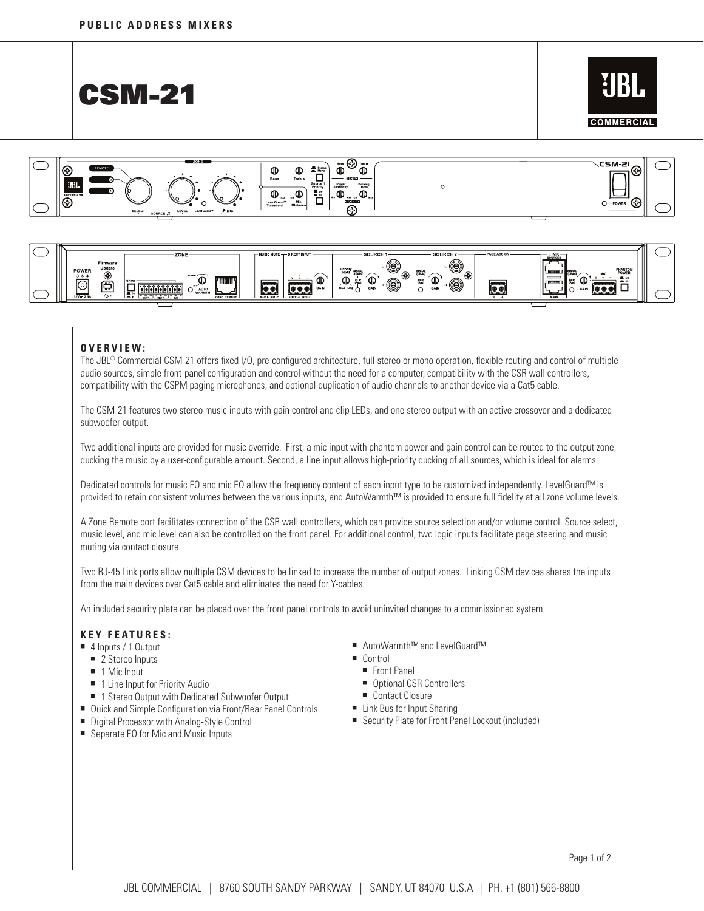PUBLIC ADDRESS MIXERS

# CSM-21

## OVERVIEW:

The JBL® Commercial CSM-21 offers fixed I/O, pre-configured architecture, full stereo or mono operation, flexible routing and control of multiple audio sources, simple front-panel configuration and control without the need for a computer, compatibility with the CSR wall controllers, compatibility with the CSPM paging microphones, and optional duplication of audio channels to another device via a Cat5 cable.

The CSM-21 features two stereo music inputs with gain control and clip LEDs, and one stereo output with an active crossover and a dedicated subwoofer output.

Two additional inputs are provided for music override. First, a mic input with phantom power and gain control can be routed to the output zone, ducking the music by a user-configurable amount. Second, a line input allows high-priority ducking of all sources, which is ideal for alarms.

Dedicated controls for music EQ and mic EQ allow the frequency content of each input type to be customized independently. LevelGuard™ is provided to retain consistent volumes between the various inputs, and AutoWarmth™ is provided to ensure full fidelity at all zone volume levels.

A Zone Remote port facilitates connection of the CSR wall controllers, which can provide source selection and/or volume control. Source select, music level, and mic level can also be controlled on the front panel. For additional control, two logic inputs facilitate page steering and music muting via contact closure.

Two RJ-45 Link ports allow multiple CSM devices to be linked to increase the number of output zones. Linking CSM devices shares the inputs from the main devices over Cat5 cable and eliminates the need for Y-cables.

An included security plate can be placed over the front panel controls to avoid uninvited changes to a commissioned system.

## KEY FEATURES:

- 4 Inputs / 1 Output
  - 2 Stereo Inputs
  - 1 Mic Input
  - 1 Line Input for Priority Audio
  - 1 Stereo Output with Dedicated Subwoofer Output
- Quick and Simple Configuration via Front/Rear Panel Controls
- Digital Processor with Analog-Style Control
- Separate EQ for Mic and Music Inputs
- AutoWarmth™ and LevelGuard™
- Control
  - Front Panel
  - Optional CSR Controllers
  - Contact Closure
- Link Bus for Input Sharing
- Security Plate for Front Panel Lockout (included)

JBL COMMERCIAL | 8760 SOUTH SANDY PARKWAY | SANDY, UT 84070 U.S.A | PH. +1 (801) 566-8800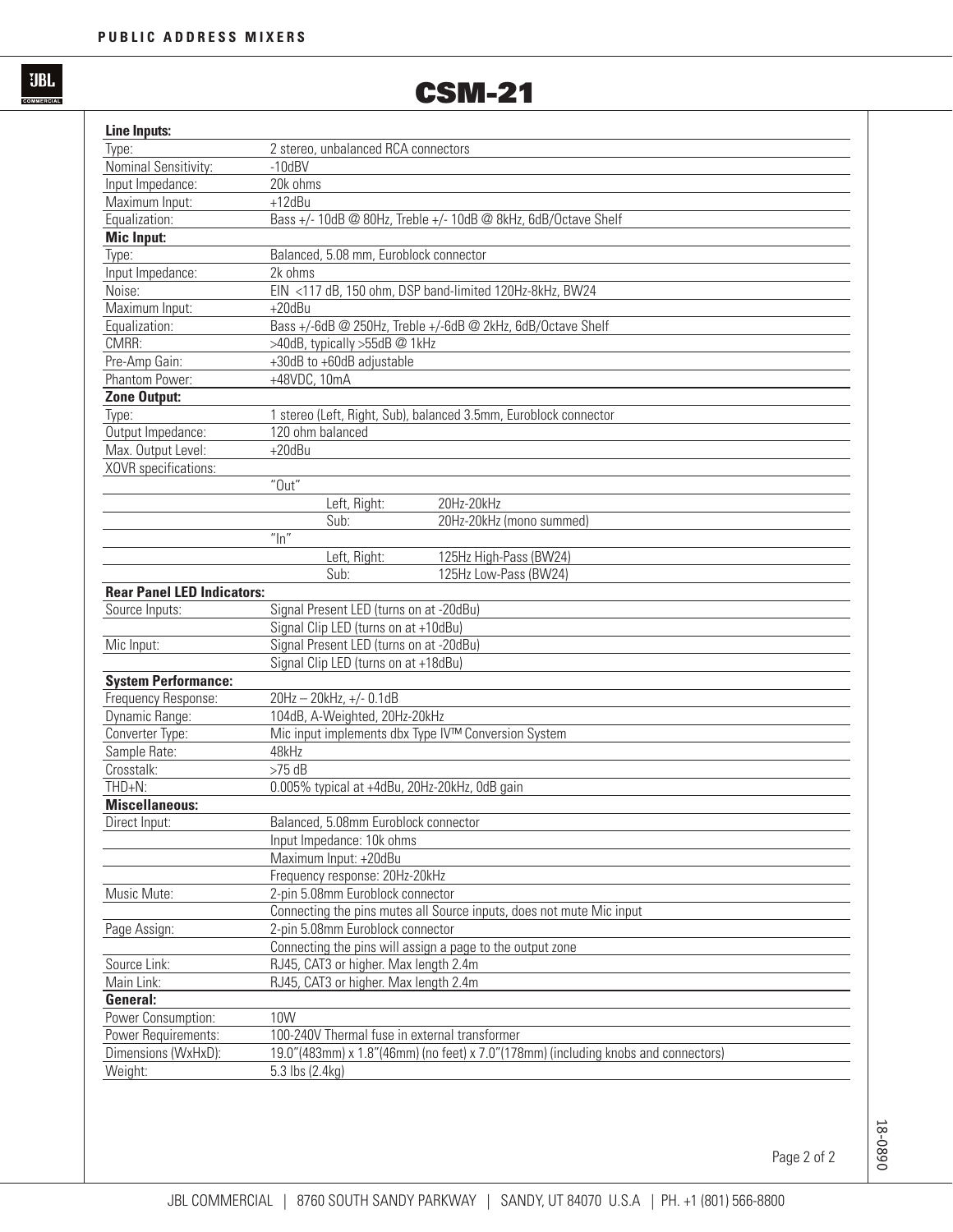# CSM-21

| | | | |
|---|---|---|---|
| **Line Inputs:** | | | |
| Type: | 2 stereo, unbalanced RCA connectors | | |
| Nominal Sensitivity: | -10dBV | | |
| Input Impedance: | 20k ohms | | |
| Maximum Input: | +12dBu | | |
| Equalization: | Bass +/- 10dB @ 80Hz, Treble +/- 10dB @ 8kHz, 6dB/Octave Shelf | | |
| **Mic Input:** | | | |
| Type: | Balanced, 5.08 mm, Euroblock connector | | |
| Input Impedance: | 2k ohms | | |
| Noise: | EIN <117 dB, 150 ohm, DSP band-limited 120Hz-8kHz, BW24 | | |
| Maximum Input: | +20dBu | | |
| Equalization: | Bass +/-6dB @ 250Hz, Treble +/-6dB @ 2kHz, 6dB/Octave Shelf | | |
| CMRR: | >40dB, typically >55dB @ 1kHz | | |
| Pre-Amp Gain: | +30dB to +60dB adjustable | | |
| Phantom Power: | +48VDC, 10mA | | |
| **Zone Output:** | | | |
| Type: | 1 stereo (Left, Right, Sub), balanced 3.5mm, Euroblock connector | | |
| Output Impedance: | 120 ohm balanced | | |
| Max. Output Level: | +20dBu | | |
| XOVR specifications: | | | |
| | "Out" | | |
| | | Left, Right: | 20Hz-20kHz |
| | | Sub: | 20Hz-20kHz (mono summed) |
| | "In" | | |
| | | Left, Right: | 125Hz High-Pass (BW24) |
| | | Sub: | 125Hz Low-Pass (BW24) |
| **Rear Panel LED Indicators:** | | | |
| Source Inputs: | Signal Present LED (turns on at -20dBu) | | |
| | Signal Clip LED (turns on at +10dBu) | | |
| Mic Input: | Signal Present LED (turns on at -20dBu) | | |
| | Signal Clip LED (turns on at +18dBu) | | |
| **System Performance:** | | | |
| Frequency Response: | 20Hz – 20kHz, +/- 0.1dB | | |
| Dynamic Range: | 104dB, A-Weighted, 20Hz-20kHz | | |
| Converter Type: | Mic input implements dbx Type IV™ Conversion System | | |
| Sample Rate: | 48kHz | | |
| Crosstalk: | >75 dB | | |
| THD+N: | 0.005% typical at +4dBu, 20Hz-20kHz, 0dB gain | | |
| **Miscellaneous:** | | | |
| Direct Input: | Balanced, 5.08mm Euroblock connector | | |
| | Input Impedance: 10k ohms | | |
| | Maximum Input: +20dBu | | |
| | Frequency response: 20Hz-20kHz | | |
| Music Mute: | 2-pin 5.08mm Euroblock connector | | |
| | Connecting the pins mutes all Source inputs, does not mute Mic input | | |
| Page Assign: | 2-pin 5.08mm Euroblock connector | | |
| | Connecting the pins will assign a page to the output zone | | |
| Source Link: | RJ45, CAT3 or higher. Max length 2.4m | | |
| Main Link: | RJ45, CAT3 or higher. Max length 2.4m | | |
| **General:** | | | |
| Power Consumption: | 10W | | |
| Power Requirements: | 100-240V Thermal fuse in external transformer | | |
| Dimensions (WxHxD): | 19.0"(483mm) x 1.8"(46mm) (no feet) x 7.0"(178mm) (including knobs and connectors) | | |
| Weight: | 5.3 lbs (2.4kg) | | |

18-0890